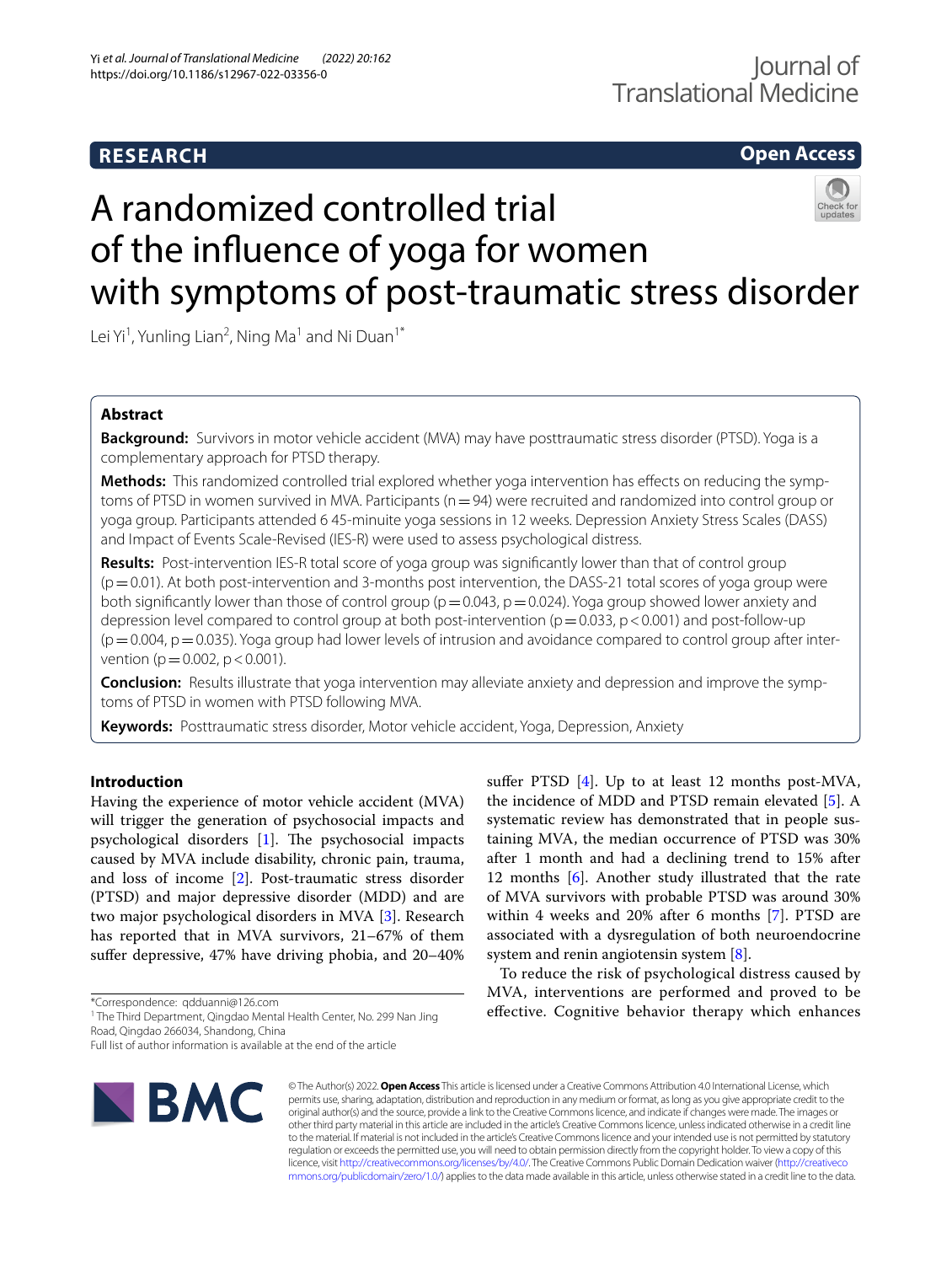RESEARCH

Open Access

# A randomized controlled trial of the influence of yoga for women with symptoms of post-traumatic stress disorder

Lei Yi[1], Yunling Lian[2], Ning Ma[1] and Ni Duan[1*]

## Abstract

**Background:** Survivors in motor vehicle accident (MVA) may have posttraumatic stress disorder (PTSD). Yoga is a complementary approach for PTSD therapy.

**Methods:** This randomized controlled trial explored whether yoga intervention has effects on reducing the symptoms of PTSD in women survived in MVA. Participants (n = 94) were recruited and randomized into control group or yoga group. Participants attended 6 45-minuite yoga sessions in 12 weeks. Depression Anxiety Stress Scales (DASS) and Impact of Events Scale-Revised (IES-R) were used to assess psychological distress.

**Results:** Post-intervention IES-R total score of yoga group was significantly lower than that of control group (p = 0.01). At both post-intervention and 3-months post intervention, the DASS-21 total scores of yoga group were both significantly lower than those of control group (p = 0.043, p = 0.024). Yoga group showed lower anxiety and depression level compared to control group at both post-intervention (p = 0.033, p < 0.001) and post-follow-up (p = 0.004, p = 0.035). Yoga group had lower levels of intrusion and avoidance compared to control group after intervention (p = 0.002, p < 0.001).

**Conclusion:** Results illustrate that yoga intervention may alleviate anxiety and depression and improve the symptoms of PTSD in women with PTSD following MVA.

**Keywords:** Posttraumatic stress disorder, Motor vehicle accident, Yoga, Depression, Anxiety

## Introduction

Having the experience of motor vehicle accident (MVA) will trigger the generation of psychosocial impacts and psychological disorders [1]. The psychosocial impacts caused by MVA include disability, chronic pain, trauma, and loss of income [2]. Post-traumatic stress disorder (PTSD) and major depressive disorder (MDD) and are two major psychological disorders in MVA [3]. Research has reported that in MVA survivors, 21–67% of them suffer depressive, 47% have driving phobia, and 20–40% suffer PTSD [4]. Up to at least 12 months post-MVA, the incidence of MDD and PTSD remain elevated [5]. A systematic review has demonstrated that in people sustaining MVA, the median occurrence of PTSD was 30% after 1 month and had a declining trend to 15% after 12 months [6]. Another study illustrated that the rate of MVA survivors with probable PTSD was around 30% within 4 weeks and 20% after 6 months [7]. PTSD are associated with a dysregulation of both neuroendocrine system and renin angiotensin system [8].

To reduce the risk of psychological distress caused by MVA, interventions are performed and proved to be effective. Cognitive behavior therapy which enhances

*Correspondence: qdduanni@126.com

[1] The Third Department, Qingdao Mental Health Center, No. 299 Nan Jing Road, Qingdao 266034, Shandong, China

Full list of author information is available at the end of the article

© The Author(s) 2022. **Open Access** This article is licensed under a Creative Commons Attribution 4.0 International License, which permits use, sharing, adaptation, distribution and reproduction in any medium or format, as long as you give appropriate credit to the original author(s) and the source, provide a link to the Creative Commons licence, and indicate if changes were made. The images or other third party material in this article are included in the article's Creative Commons licence, unless indicated otherwise in a credit line to the material. If material is not included in the article's Creative Commons licence and your intended use is not permitted by statutory regulation or exceeds the permitted use, you will need to obtain permission directly from the copyright holder. To view a copy of this licence, visit http://creativecommons.org/licenses/by/4.0/. The Creative Commons Public Domain Dedication waiver (http://creativecommons.org/publicdomain/zero/1.0/) applies to the data made available in this article, unless otherwise stated in a credit line to the data.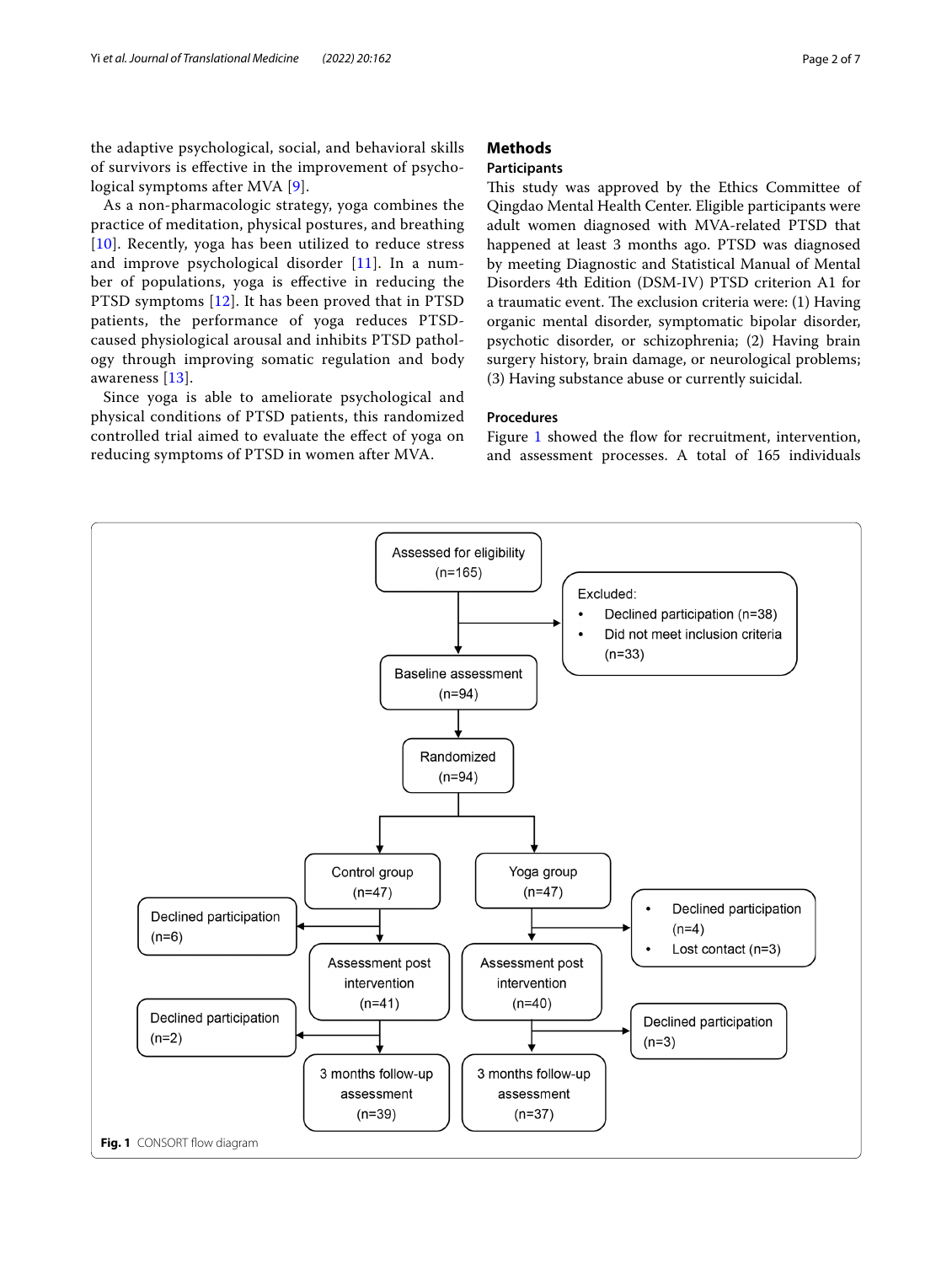the adaptive psychological, social, and behavioral skills of survivors is effective in the improvement of psychological symptoms after MVA [9].

As a non-pharmacologic strategy, yoga combines the practice of meditation, physical postures, and breathing [10]. Recently, yoga has been utilized to reduce stress and improve psychological disorder [11]. In a number of populations, yoga is effective in reducing the PTSD symptoms [12]. It has been proved that in PTSD patients, the performance of yoga reduces PTSD-caused physiological arousal and inhibits PTSD pathology through improving somatic regulation and body awareness [13].

Since yoga is able to ameliorate psychological and physical conditions of PTSD patients, this randomized controlled trial aimed to evaluate the effect of yoga on reducing symptoms of PTSD in women after MVA.

## Methods

### Participants

This study was approved by the Ethics Committee of Qingdao Mental Health Center. Eligible participants were adult women diagnosed with MVA-related PTSD that happened at least 3 months ago. PTSD was diagnosed by meeting Diagnostic and Statistical Manual of Mental Disorders 4th Edition (DSM-IV) PTSD criterion A1 for a traumatic event. The exclusion criteria were: (1) Having organic mental disorder, symptomatic bipolar disorder, psychotic disorder, or schizophrenia; (2) Having brain surgery history, brain damage, or neurological problems; (3) Having substance abuse or currently suicidal.

### Procedures

Figure 1 showed the flow for recruitment, intervention, and assessment processes. A total of 165 individuals

Assessed for eligibility (n=165)

Excluded:
- Declined participation (n=38)
- Did not meet inclusion criteria (n=33)

Baseline assessment (n=94)

Randomized (n=94)

Control group (n=47) | Yoga group (n=47)

Control group: Declined participation (n=6) → Assessment post intervention (n=41) → Declined participation (n=2) → 3 months follow-up assessment (n=39)

Yoga group: Declined participation (n=4), Lost contact (n=3) → Assessment post intervention (n=40) → Declined participation (n=3) → 3 months follow-up assessment (n=37)

**Fig. 1** CONSORT flow diagram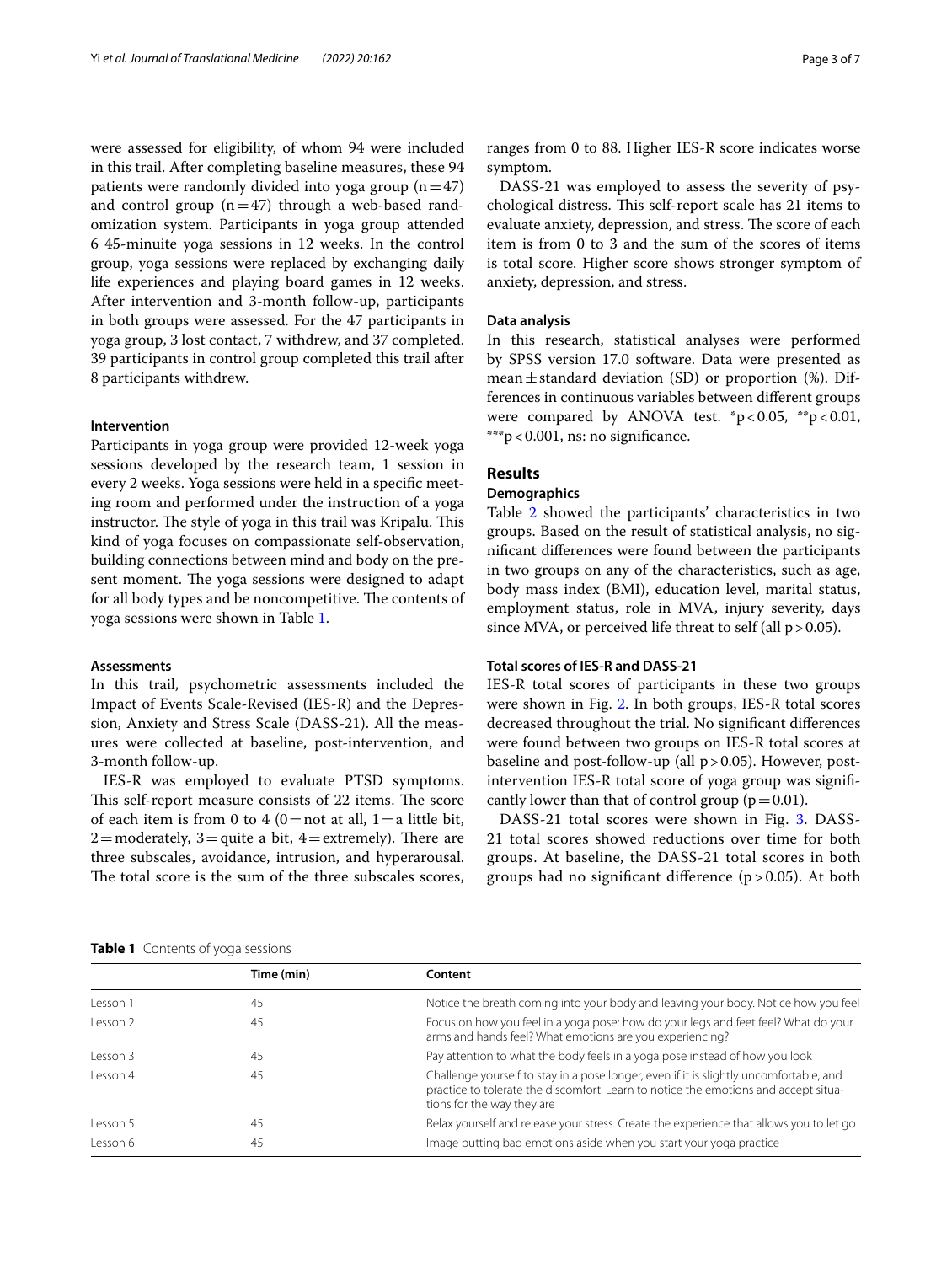were assessed for eligibility, of whom 94 were included in this trail. After completing baseline measures, these 94 patients were randomly divided into yoga group ($n=47$) and control group ($n=47$) through a web-based randomization system. Participants in yoga group attended 6 45-minuite yoga sessions in 12 weeks. In the control group, yoga sessions were replaced by exchanging daily life experiences and playing board games in 12 weeks. After intervention and 3-month follow-up, participants in both groups were assessed. For the 47 participants in yoga group, 3 lost contact, 7 withdrew, and 37 completed. 39 participants in control group completed this trail after 8 participants withdrew.

#### Intervention

Participants in yoga group were provided 12-week yoga sessions developed by the research team, 1 session in every 2 weeks. Yoga sessions were held in a specific meeting room and performed under the instruction of a yoga instructor. The style of yoga in this trail was Kripalu. This kind of yoga focuses on compassionate self-observation, building connections between mind and body on the present moment. The yoga sessions were designed to adapt for all body types and be noncompetitive. The contents of yoga sessions were shown in Table 1.

#### Assessments

In this trail, psychometric assessments included the Impact of Events Scale-Revised (IES-R) and the Depression, Anxiety and Stress Scale (DASS-21). All the measures were collected at baseline, post-intervention, and 3-month follow-up.

IES-R was employed to evaluate PTSD symptoms. This self-report measure consists of 22 items. The score of each item is from 0 to 4 (0 = not at all, 1 = a little bit, 2 = moderately, 3 = quite a bit, 4 = extremely). There are three subscales, avoidance, intrusion, and hyperarousal. The total score is the sum of the three subscales scores, ranges from 0 to 88. Higher IES-R score indicates worse symptom.

DASS-21 was employed to assess the severity of psychological distress. This self-report scale has 21 items to evaluate anxiety, depression, and stress. The score of each item is from 0 to 3 and the sum of the scores of items is total score. Higher score shows stronger symptom of anxiety, depression, and stress.

#### Data analysis

In this research, statistical analyses were performed by SPSS version 17.0 software. Data were presented as mean ± standard deviation (SD) or proportion (%). Differences in continuous variables between different groups were compared by ANOVA test. $^{*}p<0.05$, $^{**}p<0.01$, $^{***}p<0.001$, ns: no significance.

## Results

#### Demographics

Table 2 showed the participants' characteristics in two groups. Based on the result of statistical analysis, no significant differences were found between the participants in two groups on any of the characteristics, such as age, body mass index (BMI), education level, marital status, employment status, role in MVA, injury severity, days since MVA, or perceived life threat to self (all $p>0.05$).

#### Total scores of IES-R and DASS-21

IES-R total scores of participants in these two groups were shown in Fig. 2. In both groups, IES-R total scores decreased throughout the trial. No significant differences were found between two groups on IES-R total scores at baseline and post-follow-up (all $p>0.05$). However, post-intervention IES-R total score of yoga group was significantly lower than that of control group ($p=0.01$).

DASS-21 total scores were shown in Fig. 3. DASS-21 total scores showed reductions over time for both groups. At baseline, the DASS-21 total scores in both groups had no significant difference ($p>0.05$). At both

**Table 1** Contents of yoga sessions

| | Time (min) | Content |
|---|---|---|
| Lesson 1 | 45 | Notice the breath coming into your body and leaving your body. Notice how you feel |
| Lesson 2 | 45 | Focus on how you feel in a yoga pose: how do your legs and feet feel? What do your arms and hands feel? What emotions are you experiencing? |
| Lesson 3 | 45 | Pay attention to what the body feels in a yoga pose instead of how you look |
| Lesson 4 | 45 | Challenge yourself to stay in a pose longer, even if it is slightly uncomfortable, and practice to tolerate the discomfort. Learn to notice the emotions and accept situations for the way they are |
| Lesson 5 | 45 | Relax yourself and release your stress. Create the experience that allows you to let go |
| Lesson 6 | 45 | Image putting bad emotions aside when you start your yoga practice |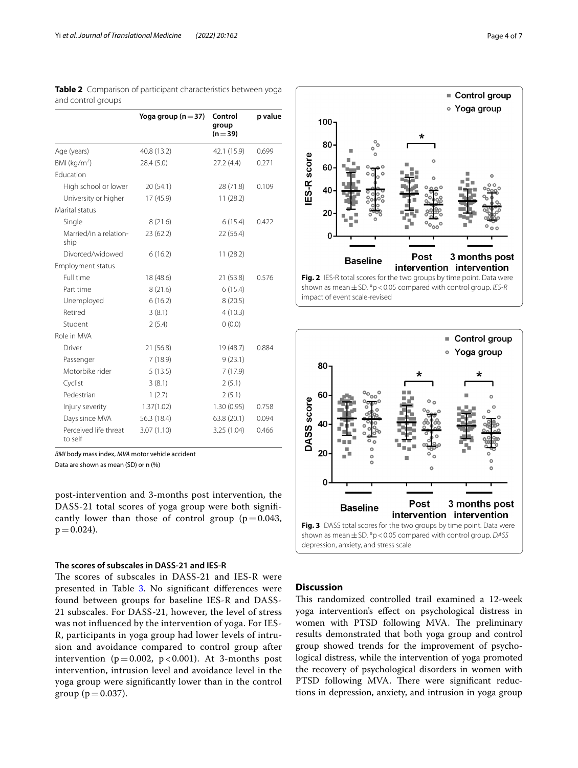**Table 2** Comparison of participant characteristics between yoga and control groups

| | Yoga group (n = 37) | Control group (n = 39) | p value |
|---|---|---|---|
| Age (years) | 40.8 (13.2) | 42.1 (15.9) | 0.699 |
| BMI (kg/m$^2$) | 28.4 (5.0) | 27.2 (4.4) | 0.271 |
| Education | | | |
| High school or lower | 20 (54.1) | 28 (71.8) | 0.109 |
| University or higher | 17 (45.9) | 11 (28.2) | |
| Marital status | | | |
| Single | 8 (21.6) | 6 (15.4) | 0.422 |
| Married/in a relationship | 23 (62.2) | 22 (56.4) | |
| Divorced/widowed | 6 (16.2) | 11 (28.2) | |
| Employment status | | | |
| Full time | 18 (48.6) | 21 (53.8) | 0.576 |
| Part time | 8 (21.6) | 6 (15.4) | |
| Unemployed | 6 (16.2) | 8 (20.5) | |
| Retired | 3 (8.1) | 4 (10.3) | |
| Student | 2 (5.4) | 0 (0.0) | |
| Role in MVA | | | |
| Driver | 21 (56.8) | 19 (48.7) | 0.884 |
| Passenger | 7 (18.9) | 9 (23.1) | |
| Motorbike rider | 5 (13.5) | 7 (17.9) | |
| Cyclist | 3 (8.1) | 2 (5.1) | |
| Pedestrian | 1 (2.7) | 2 (5.1) | |
| Injury severity | 1.37(1.02) | 1.30 (0.95) | 0.758 |
| Days since MVA | 56.3 (18.4) | 63.8 (20.1) | 0.094 |
| Perceived life threat to self | 3.07 (1.10) | 3.25 (1.04) | 0.466 |

*BMI* body mass index, *MVA* motor vehicle accident

Data are shown as mean (SD) or n (%)

post-intervention and 3-months post intervention, the DASS-21 total scores of yoga group were both significantly lower than those of control group ($p = 0.043$, $p = 0.024$).

### The scores of subscales in DASS-21 and IES-R

The scores of subscales in DASS-21 and IES-R were presented in Table 3. No significant differences were found between groups for baseline IES-R and DASS-21 subscales. For DASS-21, however, the level of stress was not influenced by the intervention of yoga. For IES-R, participants in yoga group had lower levels of intrusion and avoidance compared to control group after intervention ($p = 0.002$, $p < 0.001$). At 3-months post intervention, intrusion level and avoidance level in the yoga group were significantly lower than in the control group ($p = 0.037$).

**Fig. 2** IES-R total scores for the two groups by time point. Data were shown as mean ± SD. *p < 0.05 compared with control group. *IES-R* impact of event scale-revised

**Fig. 3** DASS total scores for the two groups by time point. Data were shown as mean ± SD. *p < 0.05 compared with control group. *DASS* depression, anxiety, and stress scale

## Discussion

This randomized controlled trail examined a 12-week yoga intervention's effect on psychological distress in women with PTSD following MVA. The preliminary results demonstrated that both yoga group and control group showed trends for the improvement of psychological distress, while the intervention of yoga promoted the recovery of psychological disorders in women with PTSD following MVA. There were significant reductions in depression, anxiety, and intrusion in yoga group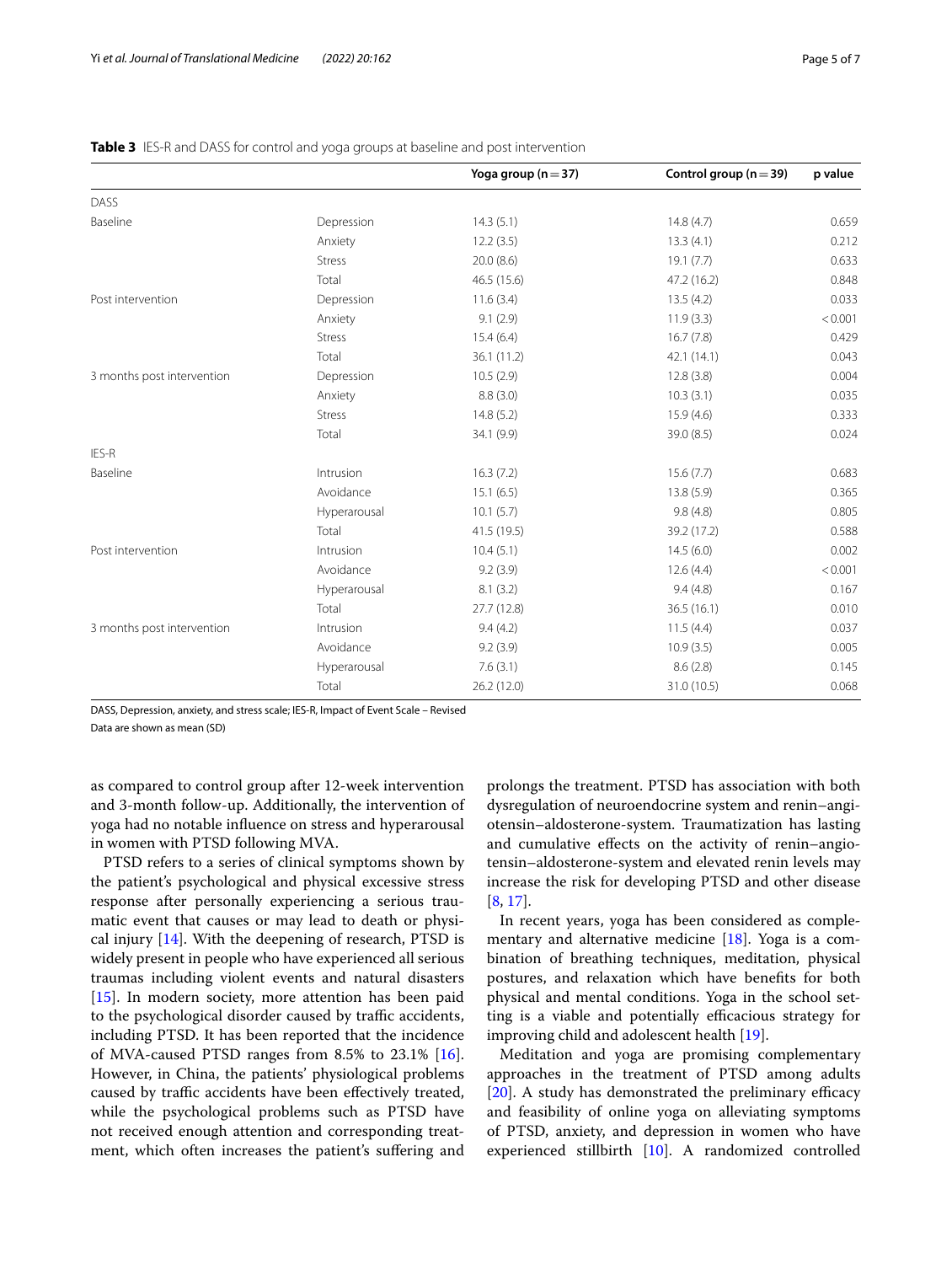**Table 3** IES-R and DASS for control and yoga groups at baseline and post intervention

| | | Yoga group (n = 37) | Control group (n = 39) | p value |
|---|---|---|---|---|
| DASS | | | | |
| Baseline | Depression | 14.3 (5.1) | 14.8 (4.7) | 0.659 |
| | Anxiety | 12.2 (3.5) | 13.3 (4.1) | 0.212 |
| | Stress | 20.0 (8.6) | 19.1 (7.7) | 0.633 |
| | Total | 46.5 (15.6) | 47.2 (16.2) | 0.848 |
| Post intervention | Depression | 11.6 (3.4) | 13.5 (4.2) | 0.033 |
| | Anxiety | 9.1 (2.9) | 11.9 (3.3) | < 0.001 |
| | Stress | 15.4 (6.4) | 16.7 (7.8) | 0.429 |
| | Total | 36.1 (11.2) | 42.1 (14.1) | 0.043 |
| 3 months post intervention | Depression | 10.5 (2.9) | 12.8 (3.8) | 0.004 |
| | Anxiety | 8.8 (3.0) | 10.3 (3.1) | 0.035 |
| | Stress | 14.8 (5.2) | 15.9 (4.6) | 0.333 |
| | Total | 34.1 (9.9) | 39.0 (8.5) | 0.024 |
| IES-R | | | | |
| Baseline | Intrusion | 16.3 (7.2) | 15.6 (7.7) | 0.683 |
| | Avoidance | 15.1 (6.5) | 13.8 (5.9) | 0.365 |
| | Hyperarousal | 10.1 (5.7) | 9.8 (4.8) | 0.805 |
| | Total | 41.5 (19.5) | 39.2 (17.2) | 0.588 |
| Post intervention | Intrusion | 10.4 (5.1) | 14.5 (6.0) | 0.002 |
| | Avoidance | 9.2 (3.9) | 12.6 (4.4) | < 0.001 |
| | Hyperarousal | 8.1 (3.2) | 9.4 (4.8) | 0.167 |
| | Total | 27.7 (12.8) | 36.5 (16.1) | 0.010 |
| 3 months post intervention | Intrusion | 9.4 (4.2) | 11.5 (4.4) | 0.037 |
| | Avoidance | 9.2 (3.9) | 10.9 (3.5) | 0.005 |
| | Hyperarousal | 7.6 (3.1) | 8.6 (2.8) | 0.145 |
| | Total | 26.2 (12.0) | 31.0 (10.5) | 0.068 |

DASS, Depression, anxiety, and stress scale; IES-R, Impact of Event Scale – Revised

Data are shown as mean (SD)

as compared to control group after 12-week intervention and 3-month follow-up. Additionally, the intervention of yoga had no notable influence on stress and hyperarousal in women with PTSD following MVA.

PTSD refers to a series of clinical symptoms shown by the patient's psychological and physical excessive stress response after personally experiencing a serious traumatic event that causes or may lead to death or physical injury [14]. With the deepening of research, PTSD is widely present in people who have experienced all serious traumas including violent events and natural disasters [15]. In modern society, more attention has been paid to the psychological disorder caused by traffic accidents, including PTSD. It has been reported that the incidence of MVA-caused PTSD ranges from 8.5% to 23.1% [16]. However, in China, the patients' physiological problems caused by traffic accidents have been effectively treated, while the psychological problems such as PTSD have not received enough attention and corresponding treatment, which often increases the patient's suffering and prolongs the treatment. PTSD has association with both dysregulation of neuroendocrine system and renin–angiotensin–aldosterone-system. Traumatization has lasting and cumulative effects on the activity of renin–angiotensin–aldosterone-system and elevated renin levels may increase the risk for developing PTSD and other disease [8, 17].

In recent years, yoga has been considered as complementary and alternative medicine [18]. Yoga is a combination of breathing techniques, meditation, physical postures, and relaxation which have benefits for both physical and mental conditions. Yoga in the school setting is a viable and potentially efficacious strategy for improving child and adolescent health [19].

Meditation and yoga are promising complementary approaches in the treatment of PTSD among adults [20]. A study has demonstrated the preliminary efficacy and feasibility of online yoga on alleviating symptoms of PTSD, anxiety, and depression in women who have experienced stillbirth [10]. A randomized controlled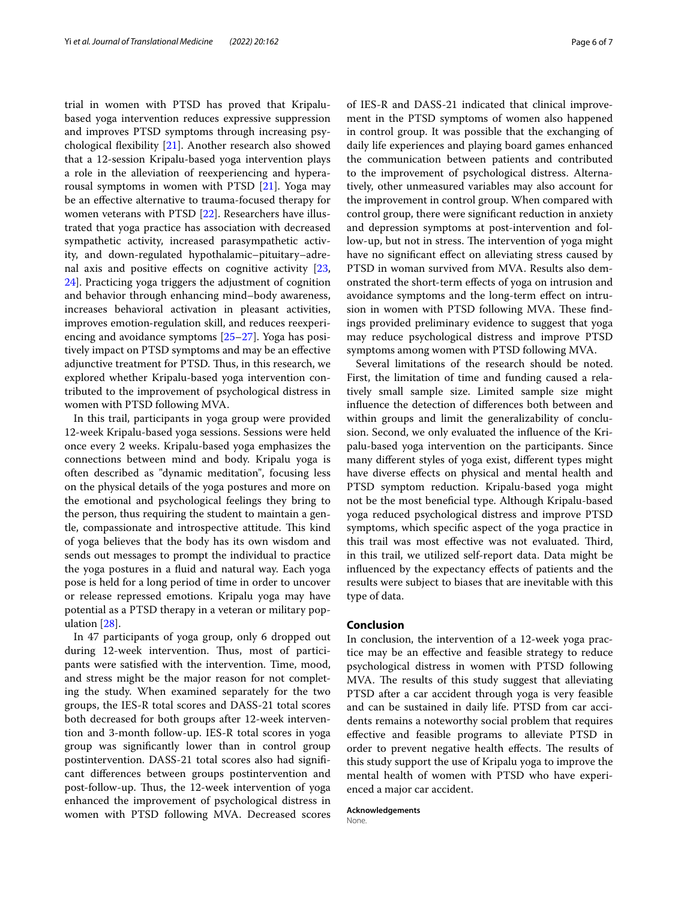trial in women with PTSD has proved that Kripalu-based yoga intervention reduces expressive suppression and improves PTSD symptoms through increasing psychological flexibility [21]. Another research also showed that a 12-session Kripalu-based yoga intervention plays a role in the alleviation of reexperiencing and hyperarousal symptoms in women with PTSD [21]. Yoga may be an effective alternative to trauma-focused therapy for women veterans with PTSD [22]. Researchers have illustrated that yoga practice has association with decreased sympathetic activity, increased parasympathetic activity, and down-regulated hypothalamic–pituitary–adrenal axis and positive effects on cognitive activity [23, 24]. Practicing yoga triggers the adjustment of cognition and behavior through enhancing mind–body awareness, increases behavioral activation in pleasant activities, improves emotion-regulation skill, and reduces reexperiencing and avoidance symptoms [25–27]. Yoga has positively impact on PTSD symptoms and may be an effective adjunctive treatment for PTSD. Thus, in this research, we explored whether Kripalu-based yoga intervention contributed to the improvement of psychological distress in women with PTSD following MVA.

In this trail, participants in yoga group were provided 12-week Kripalu-based yoga sessions. Sessions were held once every 2 weeks. Kripalu-based yoga emphasizes the connections between mind and body. Kripalu yoga is often described as "dynamic meditation", focusing less on the physical details of the yoga postures and more on the emotional and psychological feelings they bring to the person, thus requiring the student to maintain a gentle, compassionate and introspective attitude. This kind of yoga believes that the body has its own wisdom and sends out messages to prompt the individual to practice the yoga postures in a fluid and natural way. Each yoga pose is held for a long period of time in order to uncover or release repressed emotions. Kripalu yoga may have potential as a PTSD therapy in a veteran or military population [28].

In 47 participants of yoga group, only 6 dropped out during 12-week intervention. Thus, most of participants were satisfied with the intervention. Time, mood, and stress might be the major reason for not completing the study. When examined separately for the two groups, the IES-R total scores and DASS-21 total scores both decreased for both groups after 12-week intervention and 3-month follow-up. IES-R total scores in yoga group was significantly lower than in control group postintervention. DASS-21 total scores also had significant differences between groups postintervention and post-follow-up. Thus, the 12-week intervention of yoga enhanced the improvement of psychological distress in women with PTSD following MVA. Decreased scores of IES-R and DASS-21 indicated that clinical improvement in the PTSD symptoms of women also happened in control group. It was possible that the exchanging of daily life experiences and playing board games enhanced the communication between patients and contributed to the improvement of psychological distress. Alternatively, other unmeasured variables may also account for the improvement in control group. When compared with control group, there were significant reduction in anxiety and depression symptoms at post-intervention and follow-up, but not in stress. The intervention of yoga might have no significant effect on alleviating stress caused by PTSD in woman survived from MVA. Results also demonstrated the short-term effects of yoga on intrusion and avoidance symptoms and the long-term effect on intrusion in women with PTSD following MVA. These findings provided preliminary evidence to suggest that yoga may reduce psychological distress and improve PTSD symptoms among women with PTSD following MVA.

Several limitations of the research should be noted. First, the limitation of time and funding caused a relatively small sample size. Limited sample size might influence the detection of differences both between and within groups and limit the generalizability of conclusion. Second, we only evaluated the influence of the Kripalu-based yoga intervention on the participants. Since many different styles of yoga exist, different types might have diverse effects on physical and mental health and PTSD symptom reduction. Kripalu-based yoga might not be the most beneficial type. Although Kripalu-based yoga reduced psychological distress and improve PTSD symptoms, which specific aspect of the yoga practice in this trail was most effective was not evaluated. Third, in this trail, we utilized self-report data. Data might be influenced by the expectancy effects of patients and the results were subject to biases that are inevitable with this type of data.

## Conclusion

In conclusion, the intervention of a 12-week yoga practice may be an effective and feasible strategy to reduce psychological distress in women with PTSD following MVA. The results of this study suggest that alleviating PTSD after a car accident through yoga is very feasible and can be sustained in daily life. PTSD from car accidents remains a noteworthy social problem that requires effective and feasible programs to alleviate PTSD in order to prevent negative health effects. The results of this study support the use of Kripalu yoga to improve the mental health of women with PTSD who have experienced a major car accident.

**Acknowledgements**

None.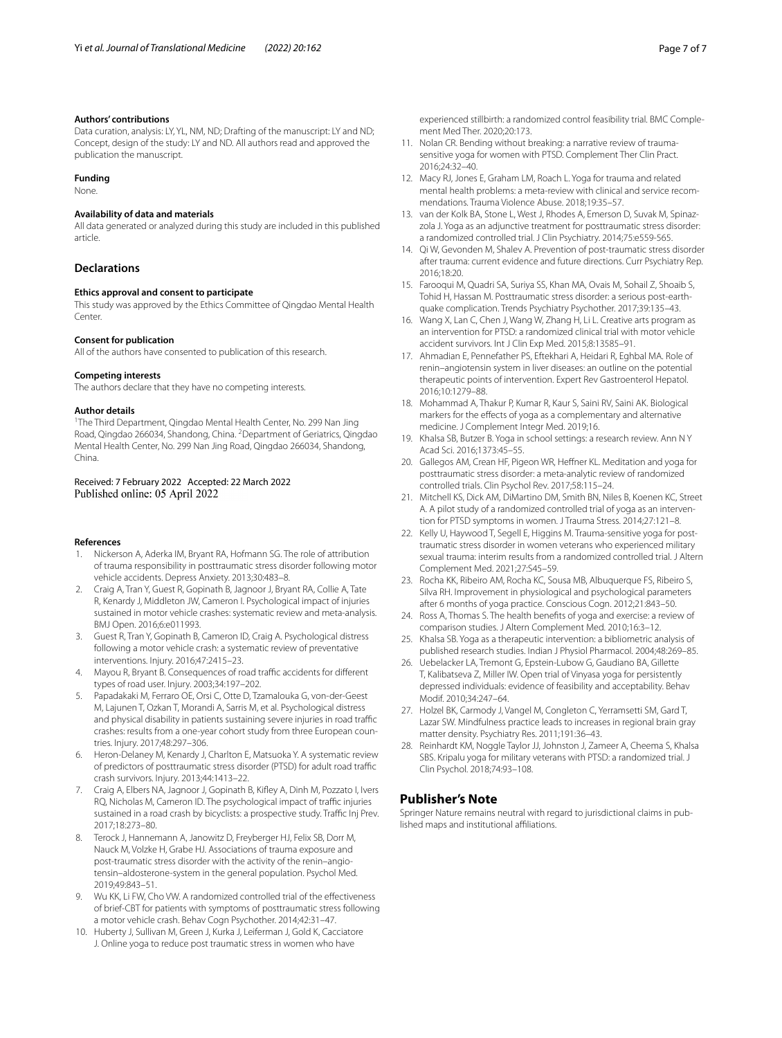**Authors' contributions**

Data curation, analysis: LY, YL, NM, ND; Drafting of the manuscript: LY and ND; Concept, design of the study: LY and ND. All authors read and approved the publication the manuscript.

**Funding**

None.

**Availability of data and materials**

All data generated or analyzed during this study are included in this published article.

## Declarations

**Ethics approval and consent to participate**

This study was approved by the Ethics Committee of Qingdao Mental Health Center.

**Consent for publication**

All of the authors have consented to publication of this research.

**Competing interests**

The authors declare that they have no competing interests.

**Author details**

[1]The Third Department, Qingdao Mental Health Center, No. 299 Nan Jing Road, Qingdao 266034, Shandong, China. [2]Department of Geriatrics, Qingdao Mental Health Center, No. 299 Nan Jing Road, Qingdao 266034, Shandong, China.

Received: 7 February 2022 Accepted: 22 March 2022
Published online: 05 April 2022

**References**

1. Nickerson A, Aderka IM, Bryant RA, Hofmann SG. The role of attribution of trauma responsibility in posttraumatic stress disorder following motor vehicle accidents. Depress Anxiety. 2013;30:483–8.
2. Craig A, Tran Y, Guest R, Gopinath B, Jagnoor J, Bryant RA, Collie A, Tate R, Kenardy J, Middleton JW, Cameron I. Psychological impact of injuries sustained in motor vehicle crashes: systematic review and meta-analysis. BMJ Open. 2016;6:e011993.
3. Guest R, Tran Y, Gopinath B, Cameron ID, Craig A. Psychological distress following a motor vehicle crash: a systematic review of preventative interventions. Injury. 2016;47:2415–23.
4. Mayou R, Bryant B. Consequences of road traffic accidents for different types of road user. Injury. 2003;34:197–202.
5. Papadakaki M, Ferraro OE, Orsi C, Otte D, Tzamalouka G, von-der-Geest M, Lajunen T, Ozkan T, Morandi A, Sarris M, et al. Psychological distress and physical disability in patients sustaining severe injuries in road traffic crashes: results from a one-year cohort study from three European countries. Injury. 2017;48:297–306.
6. Heron-Delaney M, Kenardy J, Charlton E, Matsuoka Y. A systematic review of predictors of posttraumatic stress disorder (PTSD) for adult road traffic crash survivors. Injury. 2013;44:1413–22.
7. Craig A, Elbers NA, Jagnoor J, Gopinath B, Kifley A, Dinh M, Pozzato I, Ivers RQ, Nicholas M, Cameron ID. The psychological impact of traffic injuries sustained in a road crash by bicyclists: a prospective study. Traffic Inj Prev. 2017;18:273–80.
8. Terock J, Hannemann A, Janowitz D, Freyberger HJ, Felix SB, Dorr M, Nauck M, Volzke H, Grabe HJ. Associations of trauma exposure and post-traumatic stress disorder with the activity of the renin–angiotensin–aldosterone-system in the general population. Psychol Med. 2019;49:843–51.
9. Wu KK, Li FW, Cho VW. A randomized controlled trial of the effectiveness of brief-CBT for patients with symptoms of posttraumatic stress following a motor vehicle crash. Behav Cogn Psychother. 2014;42:31–47.
10. Huberty J, Sullivan M, Green J, Kurka J, Leiferman J, Gold K, Cacciatore J. Online yoga to reduce post traumatic stress in women who have experienced stillbirth: a randomized control feasibility trial. BMC Complement Med Ther. 2020;20:173.
11. Nolan CR. Bending without breaking: a narrative review of trauma-sensitive yoga for women with PTSD. Complement Ther Clin Pract. 2016;24:32–40.
12. Macy RJ, Jones E, Graham LM, Roach L. Yoga for trauma and related mental health problems: a meta-review with clinical and service recommendations. Trauma Violence Abuse. 2018;19:35–57.
13. van der Kolk BA, Stone L, West J, Rhodes A, Emerson D, Suvak M, Spinazzola J. Yoga as an adjunctive treatment for posttraumatic stress disorder: a randomized controlled trial. J Clin Psychiatry. 2014;75:e559-565.
14. Qi W, Gevonden M, Shalev A. Prevention of post-traumatic stress disorder after trauma: current evidence and future directions. Curr Psychiatry Rep. 2016;18:20.
15. Farooqui M, Quadri SA, Suriya SS, Khan MA, Ovais M, Sohail Z, Shoaib S, Tohid H, Hassan M. Posttraumatic stress disorder: a serious post-earthquake complication. Trends Psychiatry Psychother. 2017;39:135–43.
16. Wang X, Lan C, Chen J, Wang W, Zhang H, Li L. Creative arts program as an intervention for PTSD: a randomized clinical trial with motor vehicle accident survivors. Int J Clin Exp Med. 2015;8:13585–91.
17. Ahmadian E, Pennefather PS, Eftekhari A, Heidari R, Eghbal MA. Role of renin–angiotensin system in liver diseases: an outline on the potential therapeutic points of intervention. Expert Rev Gastroenterol Hepatol. 2016;10:1279–88.
18. Mohammad A, Thakur P, Kumar R, Kaur S, Saini RV, Saini AK. Biological markers for the effects of yoga as a complementary and alternative medicine. J Complement Integr Med. 2019;16.
19. Khalsa SB, Butzer B. Yoga in school settings: a research review. Ann N Y Acad Sci. 2016;1373:45–55.
20. Gallegos AM, Crean HF, Pigeon WR, Heffner KL. Meditation and yoga for posttraumatic stress disorder: a meta-analytic review of randomized controlled trials. Clin Psychol Rev. 2017;58:115–24.
21. Mitchell KS, Dick AM, DiMartino DM, Smith BN, Niles B, Koenen KC, Street A. A pilot study of a randomized controlled trial of yoga as an intervention for PTSD symptoms in women. J Trauma Stress. 2014;27:121–8.
22. Kelly U, Haywood T, Segell E, Higgins M. Trauma-sensitive yoga for post-traumatic stress disorder in women veterans who experienced military sexual trauma: interim results from a randomized controlled trial. J Altern Complement Med. 2021;27:S45–59.
23. Rocha KK, Ribeiro AM, Rocha KC, Sousa MB, Albuquerque FS, Ribeiro S, Silva RH. Improvement in physiological and psychological parameters after 6 months of yoga practice. Conscious Cogn. 2012;21:843–50.
24. Ross A, Thomas S. The health benefits of yoga and exercise: a review of comparison studies. J Altern Complement Med. 2010;16:3–12.
25. Khalsa SB. Yoga as a therapeutic intervention: a bibliometric analysis of published research studies. Indian J Physiol Pharmacol. 2004;48:269–85.
26. Uebelacker LA, Tremont G, Epstein-Lubow G, Gaudiano BA, Gillette T, Kalibatseva Z, Miller IW. Open trial of Vinyasa yoga for persistently depressed individuals: evidence of feasibility and acceptability. Behav Modif. 2010;34:247–64.
27. Holzel BK, Carmody J, Vangel M, Congleton C, Yerramsetti SM, Gard T, Lazar SW. Mindfulness practice leads to increases in regional brain gray matter density. Psychiatry Res. 2011;191:36–43.
28. Reinhardt KM, Noggle Taylor JJ, Johnston J, Zameer A, Cheema S, Khalsa SBS. Kripalu yoga for military veterans with PTSD: a randomized trial. J Clin Psychol. 2018;74:93–108.

## Publisher's Note

Springer Nature remains neutral with regard to jurisdictional claims in published maps and institutional affiliations.